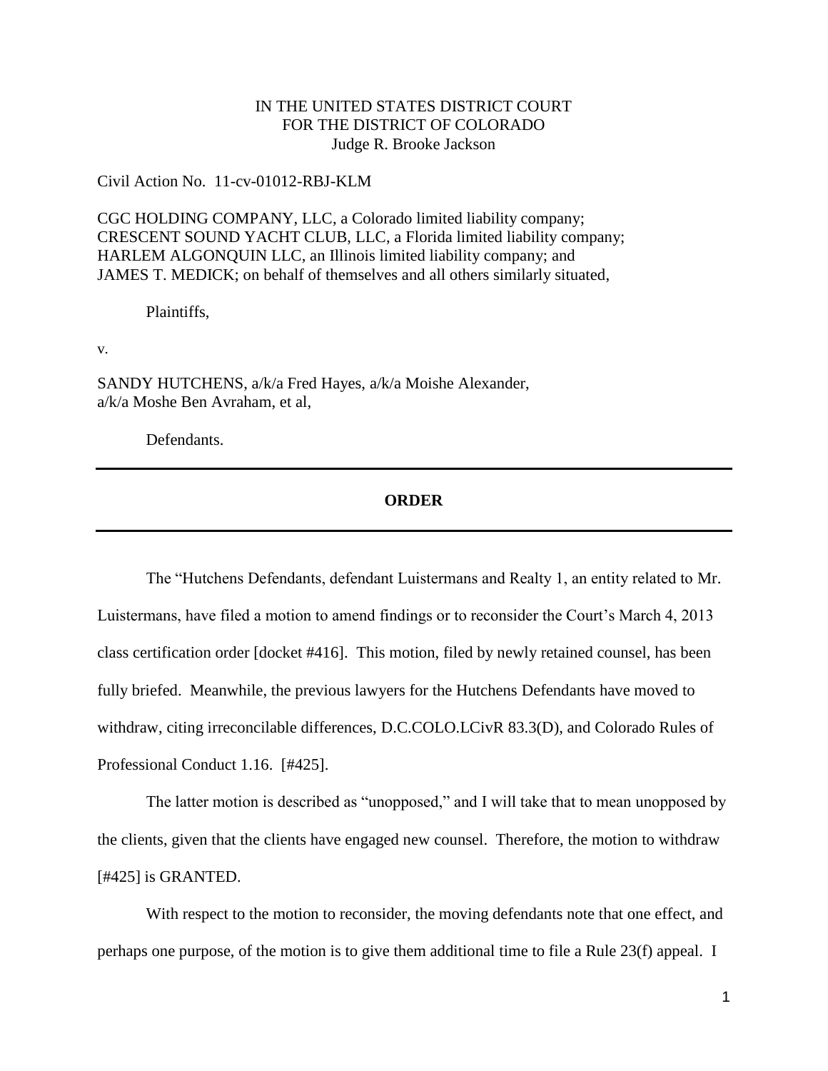IN THE UNITED STATES DISTRICT COURT
FOR THE DISTRICT OF COLORADO
Judge R. Brooke Jackson

Civil Action No. 11-cv-01012-RBJ-KLM

CGC HOLDING COMPANY, LLC, a Colorado limited liability company;
CRESCENT SOUND YACHT CLUB, LLC, a Florida limited liability company;
HARLEM ALGONQUIN LLC, an Illinois limited liability company; and
JAMES T. MEDICK; on behalf of themselves and all others similarly situated,

Plaintiffs,

v.

SANDY HUTCHENS, a/k/a Fred Hayes, a/k/a Moishe Alexander,
a/k/a Moshe Ben Avraham, et al,

Defendants.

---

**ORDER**

---

The "Hutchens Defendants, defendant Luistermans and Realty 1, an entity related to Mr. Luistermans, have filed a motion to amend findings or to reconsider the Court's March 4, 2013 class certification order [docket #416]. This motion, filed by newly retained counsel, has been fully briefed. Meanwhile, the previous lawyers for the Hutchens Defendants have moved to withdraw, citing irreconcilable differences, D.C.COLO.LCivR 83.3(D), and Colorado Rules of Professional Conduct 1.16. [#425].

The latter motion is described as "unopposed," and I will take that to mean unopposed by the clients, given that the clients have engaged new counsel. Therefore, the motion to withdraw [#425] is GRANTED.

With respect to the motion to reconsider, the moving defendants note that one effect, and perhaps one purpose, of the motion is to give them additional time to file a Rule 23(f) appeal. I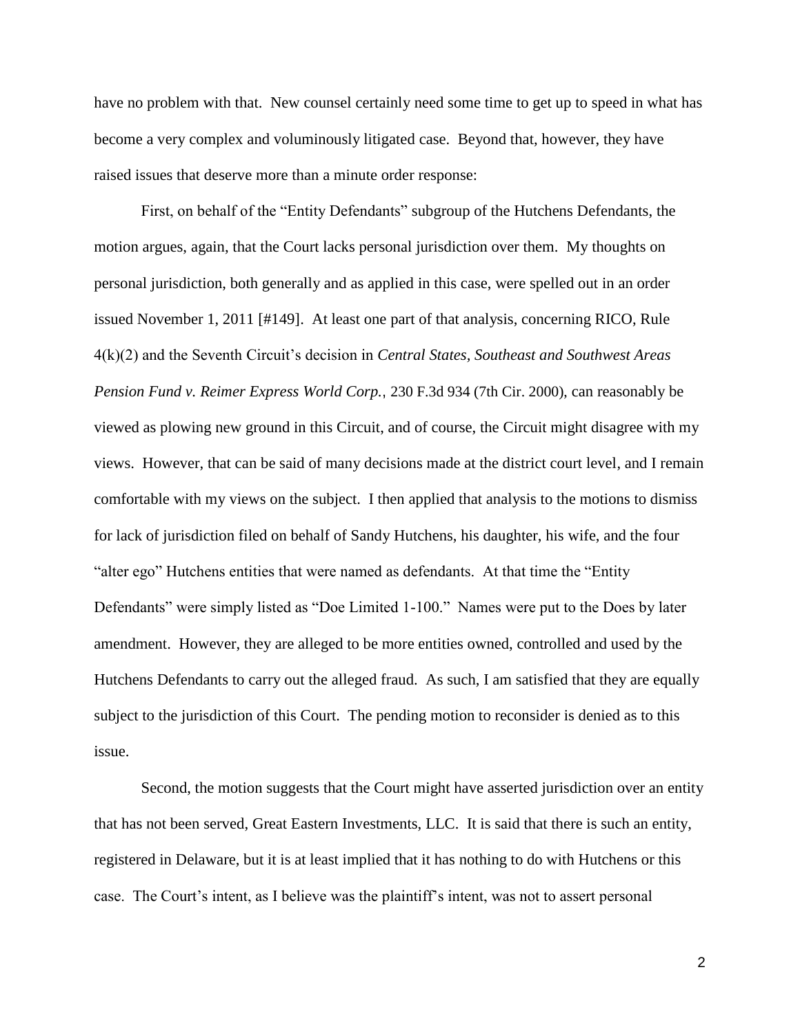have no problem with that. New counsel certainly need some time to get up to speed in what has become a very complex and voluminously litigated case. Beyond that, however, they have raised issues that deserve more than a minute order response:

First, on behalf of the "Entity Defendants" subgroup of the Hutchens Defendants, the motion argues, again, that the Court lacks personal jurisdiction over them. My thoughts on personal jurisdiction, both generally and as applied in this case, were spelled out in an order issued November 1, 2011 [#149]. At least one part of that analysis, concerning RICO, Rule 4(k)(2) and the Seventh Circuit's decision in *Central States, Southeast and Southwest Areas Pension Fund v. Reimer Express World Corp.*, 230 F.3d 934 (7th Cir. 2000), can reasonably be viewed as plowing new ground in this Circuit, and of course, the Circuit might disagree with my views. However, that can be said of many decisions made at the district court level, and I remain comfortable with my views on the subject. I then applied that analysis to the motions to dismiss for lack of jurisdiction filed on behalf of Sandy Hutchens, his daughter, his wife, and the four "alter ego" Hutchens entities that were named as defendants. At that time the "Entity Defendants" were simply listed as "Doe Limited 1-100." Names were put to the Does by later amendment. However, they are alleged to be more entities owned, controlled and used by the Hutchens Defendants to carry out the alleged fraud. As such, I am satisfied that they are equally subject to the jurisdiction of this Court. The pending motion to reconsider is denied as to this issue.

Second, the motion suggests that the Court might have asserted jurisdiction over an entity that has not been served, Great Eastern Investments, LLC. It is said that there is such an entity, registered in Delaware, but it is at least implied that it has nothing to do with Hutchens or this case. The Court's intent, as I believe was the plaintiff's intent, was not to assert personal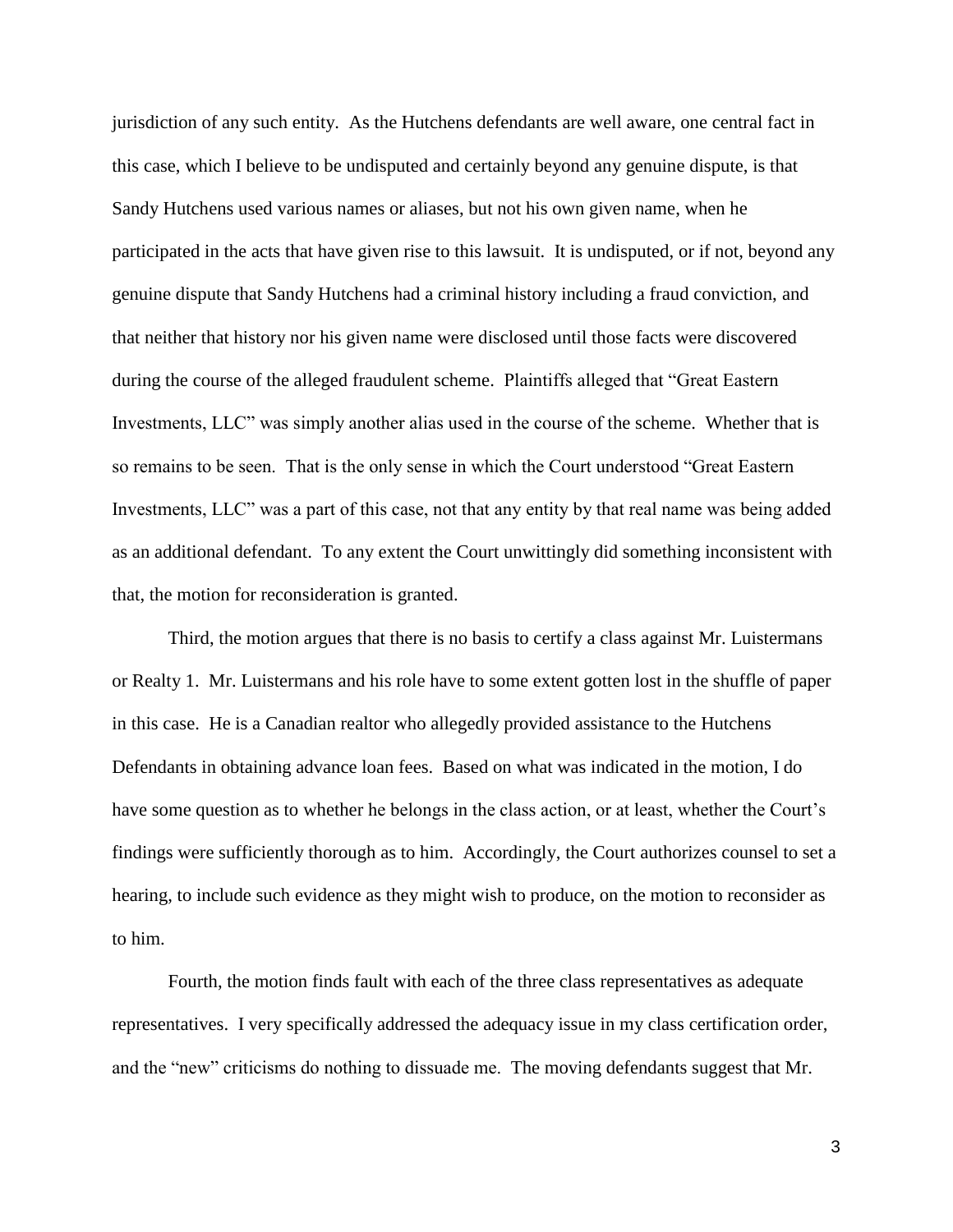jurisdiction of any such entity. As the Hutchens defendants are well aware, one central fact in this case, which I believe to be undisputed and certainly beyond any genuine dispute, is that Sandy Hutchens used various names or aliases, but not his own given name, when he participated in the acts that have given rise to this lawsuit. It is undisputed, or if not, beyond any genuine dispute that Sandy Hutchens had a criminal history including a fraud conviction, and that neither that history nor his given name were disclosed until those facts were discovered during the course of the alleged fraudulent scheme. Plaintiffs alleged that "Great Eastern Investments, LLC" was simply another alias used in the course of the scheme. Whether that is so remains to be seen. That is the only sense in which the Court understood "Great Eastern Investments, LLC" was a part of this case, not that any entity by that real name was being added as an additional defendant. To any extent the Court unwittingly did something inconsistent with that, the motion for reconsideration is granted.

Third, the motion argues that there is no basis to certify a class against Mr. Luistermans or Realty 1. Mr. Luistermans and his role have to some extent gotten lost in the shuffle of paper in this case. He is a Canadian realtor who allegedly provided assistance to the Hutchens Defendants in obtaining advance loan fees. Based on what was indicated in the motion, I do have some question as to whether he belongs in the class action, or at least, whether the Court's findings were sufficiently thorough as to him. Accordingly, the Court authorizes counsel to set a hearing, to include such evidence as they might wish to produce, on the motion to reconsider as to him.

Fourth, the motion finds fault with each of the three class representatives as adequate representatives. I very specifically addressed the adequacy issue in my class certification order, and the "new" criticisms do nothing to dissuade me. The moving defendants suggest that Mr.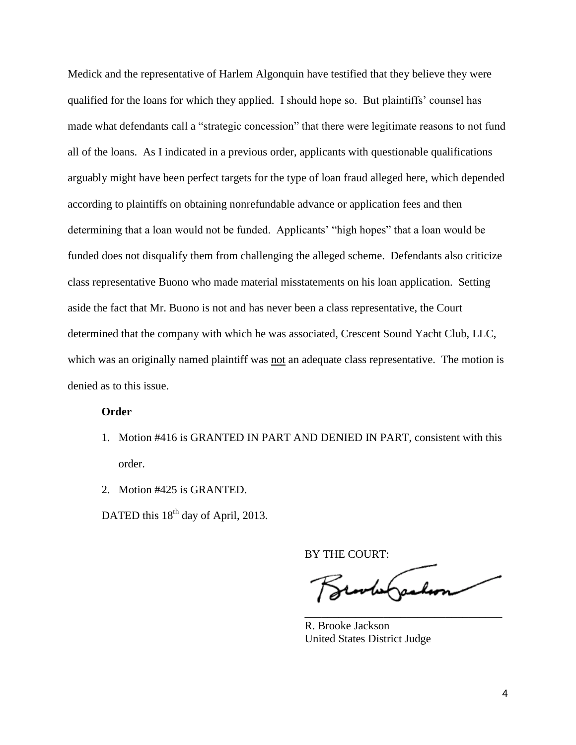Medick and the representative of Harlem Algonquin have testified that they believe they were qualified for the loans for which they applied. I should hope so. But plaintiffs' counsel has made what defendants call a "strategic concession" that there were legitimate reasons to not fund all of the loans. As I indicated in a previous order, applicants with questionable qualifications arguably might have been perfect targets for the type of loan fraud alleged here, which depended according to plaintiffs on obtaining nonrefundable advance or application fees and then determining that a loan would not be funded. Applicants' "high hopes" that a loan would be funded does not disqualify them from challenging the alleged scheme. Defendants also criticize class representative Buono who made material misstatements on his loan application. Setting aside the fact that Mr. Buono is not and has never been a class representative, the Court determined that the company with which he was associated, Crescent Sound Yacht Club, LLC, which was an originally named plaintiff was <u>not</u> an adequate class representative. The motion is denied as to this issue.

**Order**

1. Motion #416 is GRANTED IN PART AND DENIED IN PART, consistent with this order.
2. Motion #425 is GRANTED.

DATED this 18th day of April, 2013.

BY THE COURT:

R. Brooke Jackson
United States District Judge